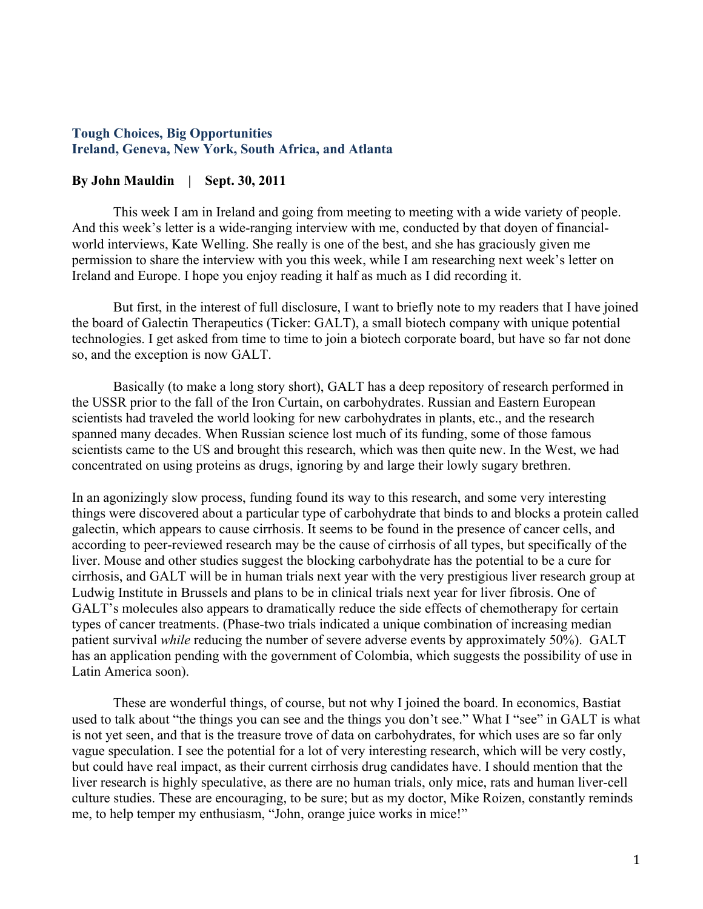## Tough Choices, Big Opportunities
## Ireland, Geneva, New York, South Africa, and Atlanta

**By John Mauldin | Sept. 30, 2011**

This week I am in Ireland and going from meeting to meeting with a wide variety of people. And this week's letter is a wide-ranging interview with me, conducted by that doyen of financial-world interviews, Kate Welling. She really is one of the best, and she has graciously given me permission to share the interview with you this week, while I am researching next week's letter on Ireland and Europe. I hope you enjoy reading it half as much as I did recording it.

But first, in the interest of full disclosure, I want to briefly note to my readers that I have joined the board of Galectin Therapeutics (Ticker: GALT), a small biotech company with unique potential technologies. I get asked from time to time to join a biotech corporate board, but have so far not done so, and the exception is now GALT.

Basically (to make a long story short), GALT has a deep repository of research performed in the USSR prior to the fall of the Iron Curtain, on carbohydrates. Russian and Eastern European scientists had traveled the world looking for new carbohydrates in plants, etc., and the research spanned many decades. When Russian science lost much of its funding, some of those famous scientists came to the US and brought this research, which was then quite new. In the West, we had concentrated on using proteins as drugs, ignoring by and large their lowly sugary brethren.

In an agonizingly slow process, funding found its way to this research, and some very interesting things were discovered about a particular type of carbohydrate that binds to and blocks a protein called galectin, which appears to cause cirrhosis. It seems to be found in the presence of cancer cells, and according to peer-reviewed research may be the cause of cirrhosis of all types, but specifically of the liver. Mouse and other studies suggest the blocking carbohydrate has the potential to be a cure for cirrhosis, and GALT will be in human trials next year with the very prestigious liver research group at Ludwig Institute in Brussels and plans to be in clinical trials next year for liver fibrosis. One of GALT's molecules also appears to dramatically reduce the side effects of chemotherapy for certain types of cancer treatments. (Phase-two trials indicated a unique combination of increasing median patient survival *while* reducing the number of severe adverse events by approximately 50%). GALT has an application pending with the government of Colombia, which suggests the possibility of use in Latin America soon).

These are wonderful things, of course, but not why I joined the board. In economics, Bastiat used to talk about "the things you can see and the things you don't see." What I "see" in GALT is what is not yet seen, and that is the treasure trove of data on carbohydrates, for which uses are so far only vague speculation. I see the potential for a lot of very interesting research, which will be very costly, but could have real impact, as their current cirrhosis drug candidates have. I should mention that the liver research is highly speculative, as there are no human trials, only mice, rats and human liver-cell culture studies. These are encouraging, to be sure; but as my doctor, Mike Roizen, constantly reminds me, to help temper my enthusiasm, "John, orange juice works in mice!"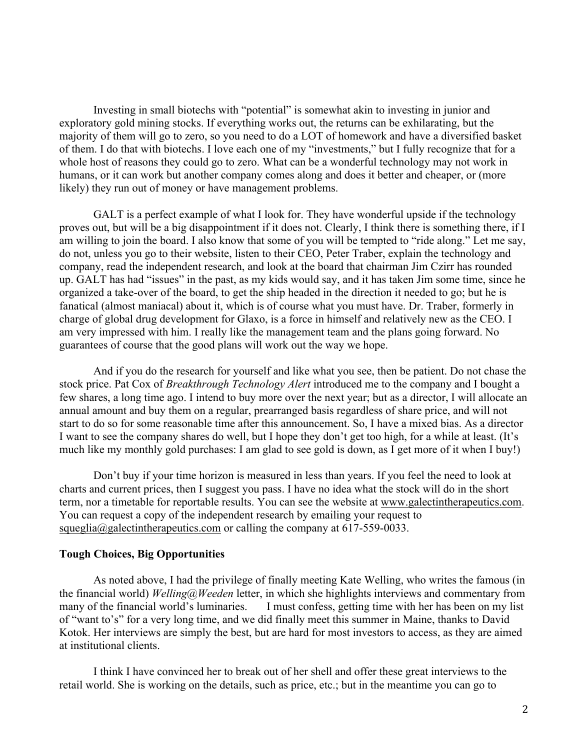Investing in small biotechs with "potential" is somewhat akin to investing in junior and exploratory gold mining stocks. If everything works out, the returns can be exhilarating, but the majority of them will go to zero, so you need to do a LOT of homework and have a diversified basket of them. I do that with biotechs. I love each one of my "investments," but I fully recognize that for a whole host of reasons they could go to zero. What can be a wonderful technology may not work in humans, or it can work but another company comes along and does it better and cheaper, or (more likely) they run out of money or have management problems.

GALT is a perfect example of what I look for. They have wonderful upside if the technology proves out, but will be a big disappointment if it does not. Clearly, I think there is something there, if I am willing to join the board. I also know that some of you will be tempted to "ride along." Let me say, do not, unless you go to their website, listen to their CEO, Peter Traber, explain the technology and company, read the independent research, and look at the board that chairman Jim Czirr has rounded up. GALT has had "issues" in the past, as my kids would say, and it has taken Jim some time, since he organized a take-over of the board, to get the ship headed in the direction it needed to go; but he is fanatical (almost maniacal) about it, which is of course what you must have. Dr. Traber, formerly in charge of global drug development for Glaxo, is a force in himself and relatively new as the CEO. I am very impressed with him. I really like the management team and the plans going forward. No guarantees of course that the good plans will work out the way we hope.

And if you do the research for yourself and like what you see, then be patient. Do not chase the stock price. Pat Cox of *Breakthrough Technology Alert* introduced me to the company and I bought a few shares, a long time ago. I intend to buy more over the next year; but as a director, I will allocate an annual amount and buy them on a regular, prearranged basis regardless of share price, and will not start to do so for some reasonable time after this announcement. So, I have a mixed bias. As a director I want to see the company shares do well, but I hope they don't get too high, for a while at least. (It's much like my monthly gold purchases: I am glad to see gold is down, as I get more of it when I buy!)

Don't buy if your time horizon is measured in less than years. If you feel the need to look at charts and current prices, then I suggest you pass. I have no idea what the stock will do in the short term, nor a timetable for reportable results. You can see the website at www.galectintherapeutics.com. You can request a copy of the independent research by emailing your request to squeglia@galectintherapeutics.com or calling the company at 617-559-0033.

**Tough Choices, Big Opportunities**

As noted above, I had the privilege of finally meeting Kate Welling, who writes the famous (in the financial world) *Welling@Weeden* letter, in which she highlights interviews and commentary from many of the financial world's luminaries. I must confess, getting time with her has been on my list of "want to's" for a very long time, and we did finally meet this summer in Maine, thanks to David Kotok. Her interviews are simply the best, but are hard for most investors to access, as they are aimed at institutional clients.

I think I have convinced her to break out of her shell and offer these great interviews to the retail world. She is working on the details, such as price, etc.; but in the meantime you can go to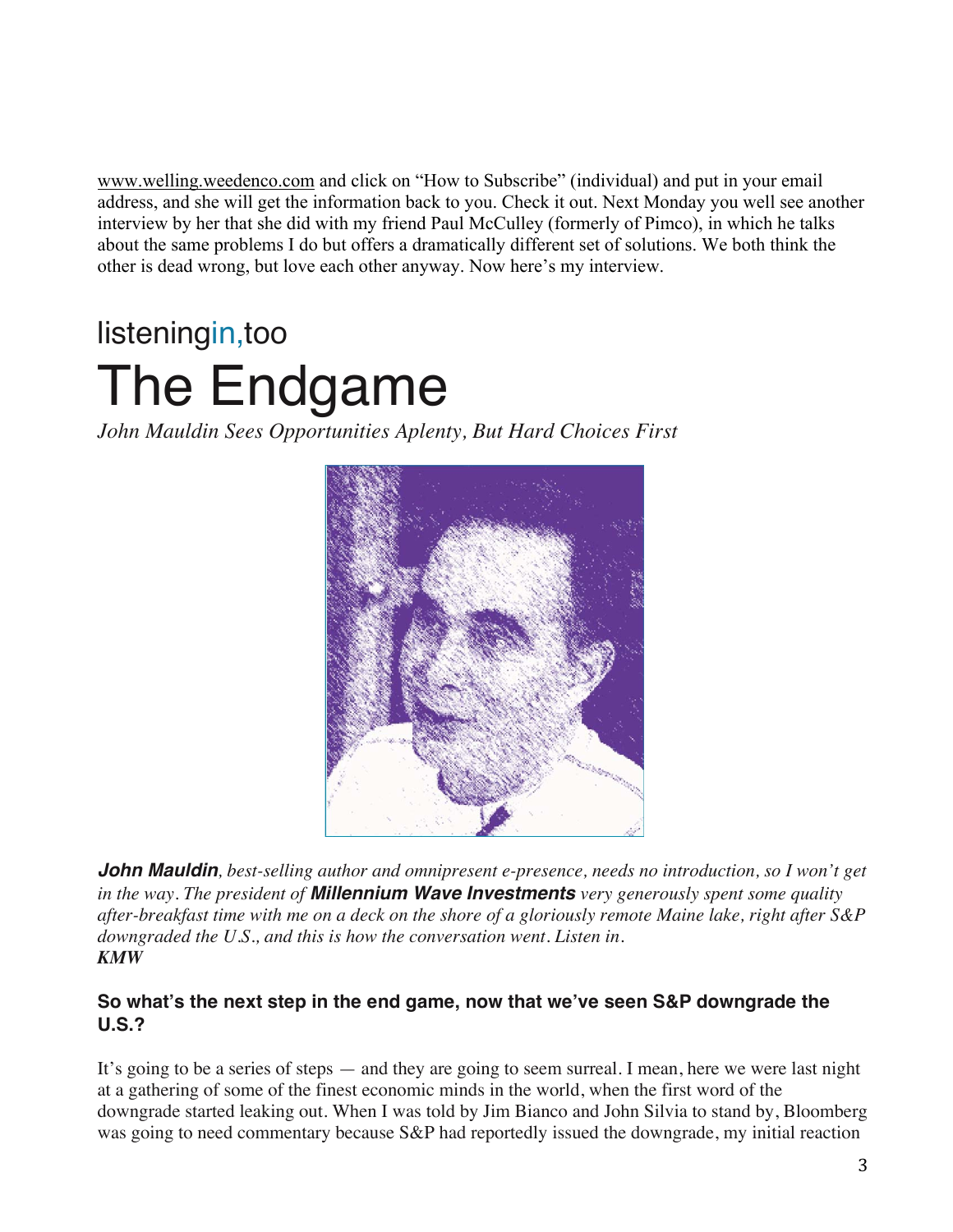www.welling.weedenco.com and click on "How to Subscribe" (individual) and put in your email address, and she will get the information back to you. Check it out. Next Monday you well see another interview by her that she did with my friend Paul McCulley (formerly of Pimco), in which he talks about the same problems I do but offers a dramatically different set of solutions. We both think the other is dead wrong, but love each other anyway. Now here's my interview.

listeningin,too

# The Endgame

*John Mauldin Sees Opportunities Aplenty, But Hard Choices First*

***John Mauldin****, best-selling author and omnipresent e-presence, needs no introduction, so I won't get in the way. The president of* ***Millennium Wave Investments*** *very generously spent some quality after-breakfast time with me on a deck on the shore of a gloriously remote Maine lake, right after S&P downgraded the U.S., and this is how the conversation went. Listen in.*
***KMW***

### So what's the next step in the end game, now that we've seen S&P downgrade the U.S.?

It's going to be a series of steps — and they are going to seem surreal. I mean, here we were last night at a gathering of some of the finest economic minds in the world, when the first word of the downgrade started leaking out. When I was told by Jim Bianco and John Silvia to stand by, Bloomberg was going to need commentary because S&P had reportedly issued the downgrade, my initial reaction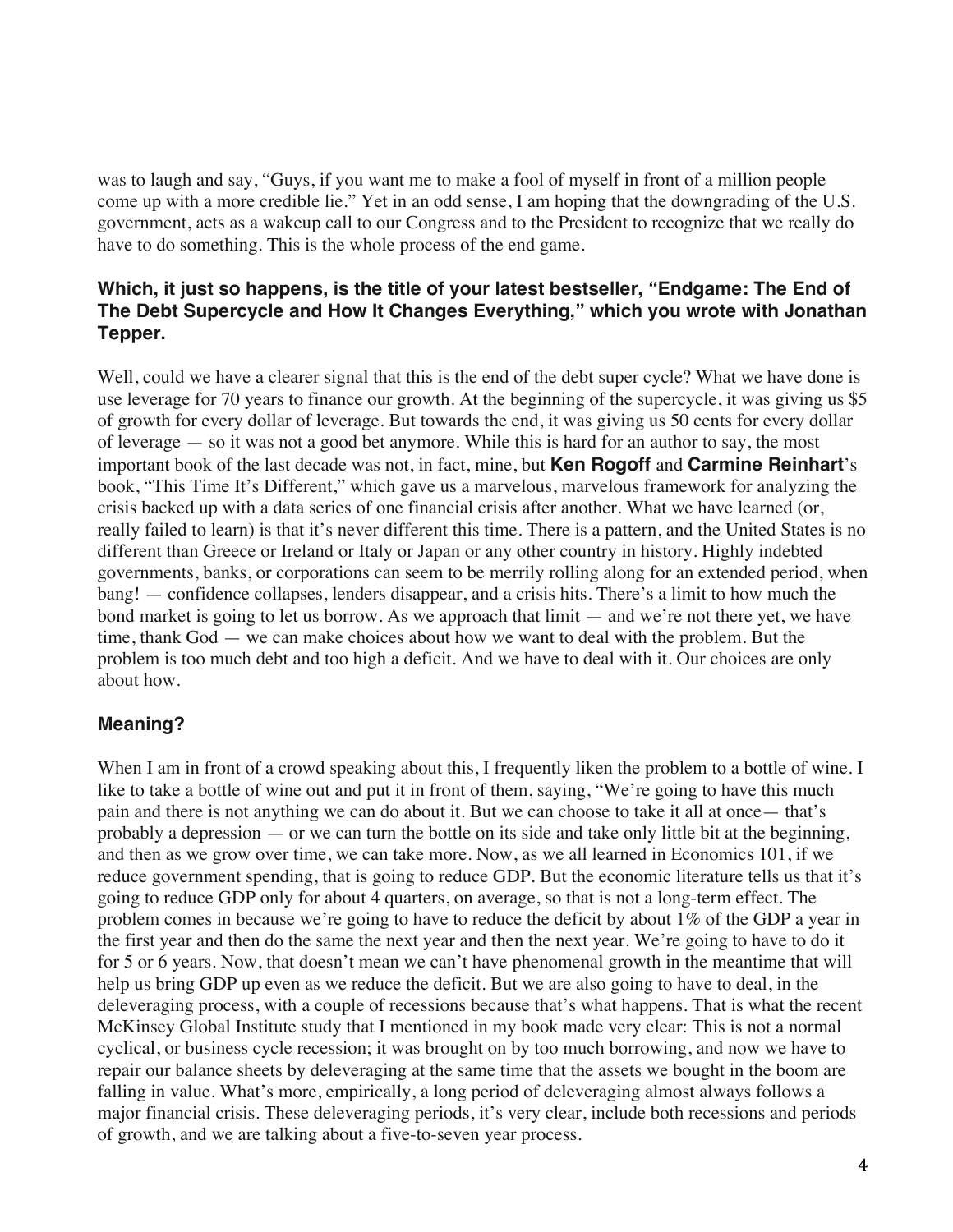was to laugh and say, "Guys, if you want me to make a fool of myself in front of a million people come up with a more credible lie." Yet in an odd sense, I am hoping that the downgrading of the U.S. government, acts as a wakeup call to our Congress and to the President to recognize that we really do have to do something. This is the whole process of the end game.

### Which, it just so happens, is the title of your latest bestseller, "Endgame: The End of The Debt Supercycle and How It Changes Everything," which you wrote with Jonathan Tepper.

Well, could we have a clearer signal that this is the end of the debt super cycle? What we have done is use leverage for 70 years to finance our growth. At the beginning of the supercycle, it was giving us $5 of growth for every dollar of leverage. But towards the end, it was giving us 50 cents for every dollar of leverage — so it was not a good bet anymore. While this is hard for an author to say, the most important book of the last decade was not, in fact, mine, but **Ken Rogoff** and **Carmine Reinhart**'s book, "This Time It's Different," which gave us a marvelous, marvelous framework for analyzing the crisis backed up with a data series of one financial crisis after another. What we have learned (or, really failed to learn) is that it's never different this time. There is a pattern, and the United States is no different than Greece or Ireland or Italy or Japan or any other country in history. Highly indebted governments, banks, or corporations can seem to be merrily rolling along for an extended period, when bang! — confidence collapses, lenders disappear, and a crisis hits. There's a limit to how much the bond market is going to let us borrow. As we approach that limit — and we're not there yet, we have time, thank God — we can make choices about how we want to deal with the problem. But the problem is too much debt and too high a deficit. And we have to deal with it. Our choices are only about how.

### Meaning?

When I am in front of a crowd speaking about this, I frequently liken the problem to a bottle of wine. I like to take a bottle of wine out and put it in front of them, saying, "We're going to have this much pain and there is not anything we can do about it. But we can choose to take it all at once— that's probably a depression — or we can turn the bottle on its side and take only little bit at the beginning, and then as we grow over time, we can take more. Now, as we all learned in Economics 101, if we reduce government spending, that is going to reduce GDP. But the economic literature tells us that it's going to reduce GDP only for about 4 quarters, on average, so that is not a long-term effect. The problem comes in because we're going to have to reduce the deficit by about 1% of the GDP a year in the first year and then do the same the next year and then the next year. We're going to have to do it for 5 or 6 years. Now, that doesn't mean we can't have phenomenal growth in the meantime that will help us bring GDP up even as we reduce the deficit. But we are also going to have to deal, in the deleveraging process, with a couple of recessions because that's what happens. That is what the recent McKinsey Global Institute study that I mentioned in my book made very clear: This is not a normal cyclical, or business cycle recession; it was brought on by too much borrowing, and now we have to repair our balance sheets by deleveraging at the same time that the assets we bought in the boom are falling in value. What's more, empirically, a long period of deleveraging almost always follows a major financial crisis. These deleveraging periods, it's very clear, include both recessions and periods of growth, and we are talking about a five-to-seven year process.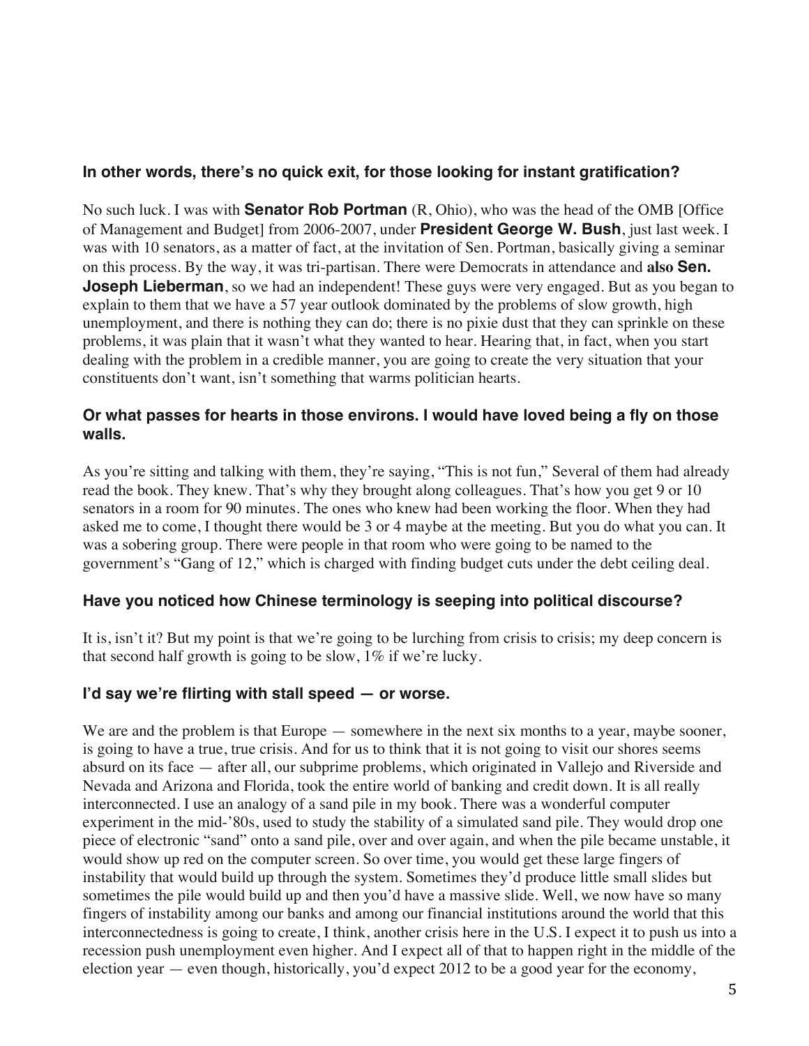**In other words, there's no quick exit, for those looking for instant gratification?**

No such luck. I was with **Senator Rob Portman** (R, Ohio), who was the head of the OMB [Office of Management and Budget] from 2006-2007, under **President George W. Bush**, just last week. I was with 10 senators, as a matter of fact, at the invitation of Sen. Portman, basically giving a seminar on this process. By the way, it was tri-partisan. There were Democrats in attendance and **also Sen. Joseph Lieberman**, so we had an independent! These guys were very engaged. But as you began to explain to them that we have a 57 year outlook dominated by the problems of slow growth, high unemployment, and there is nothing they can do; there is no pixie dust that they can sprinkle on these problems, it was plain that it wasn't what they wanted to hear. Hearing that, in fact, when you start dealing with the problem in a credible manner, you are going to create the very situation that your constituents don't want, isn't something that warms politician hearts.

**Or what passes for hearts in those environs. I would have loved being a fly on those walls.**

As you're sitting and talking with them, they're saying, "This is not fun," Several of them had already read the book. They knew. That's why they brought along colleagues. That's how you get 9 or 10 senators in a room for 90 minutes. The ones who knew had been working the floor. When they had asked me to come, I thought there would be 3 or 4 maybe at the meeting. But you do what you can. It was a sobering group. There were people in that room who were going to be named to the government's "Gang of 12," which is charged with finding budget cuts under the debt ceiling deal.

**Have you noticed how Chinese terminology is seeping into political discourse?**

It is, isn't it? But my point is that we're going to be lurching from crisis to crisis; my deep concern is that second half growth is going to be slow, 1% if we're lucky.

**I'd say we're flirting with stall speed — or worse.**

We are and the problem is that Europe — somewhere in the next six months to a year, maybe sooner, is going to have a true, true crisis. And for us to think that it is not going to visit our shores seems absurd on its face — after all, our subprime problems, which originated in Vallejo and Riverside and Nevada and Arizona and Florida, took the entire world of banking and credit down. It is all really interconnected. I use an analogy of a sand pile in my book. There was a wonderful computer experiment in the mid-'80s, used to study the stability of a simulated sand pile. They would drop one piece of electronic "sand" onto a sand pile, over and over again, and when the pile became unstable, it would show up red on the computer screen. So over time, you would get these large fingers of instability that would build up through the system. Sometimes they'd produce little small slides but sometimes the pile would build up and then you'd have a massive slide. Well, we now have so many fingers of instability among our banks and among our financial institutions around the world that this interconnectedness is going to create, I think, another crisis here in the U.S. I expect it to push us into a recession push unemployment even higher. And I expect all of that to happen right in the middle of the election year — even though, historically, you'd expect 2012 to be a good year for the economy,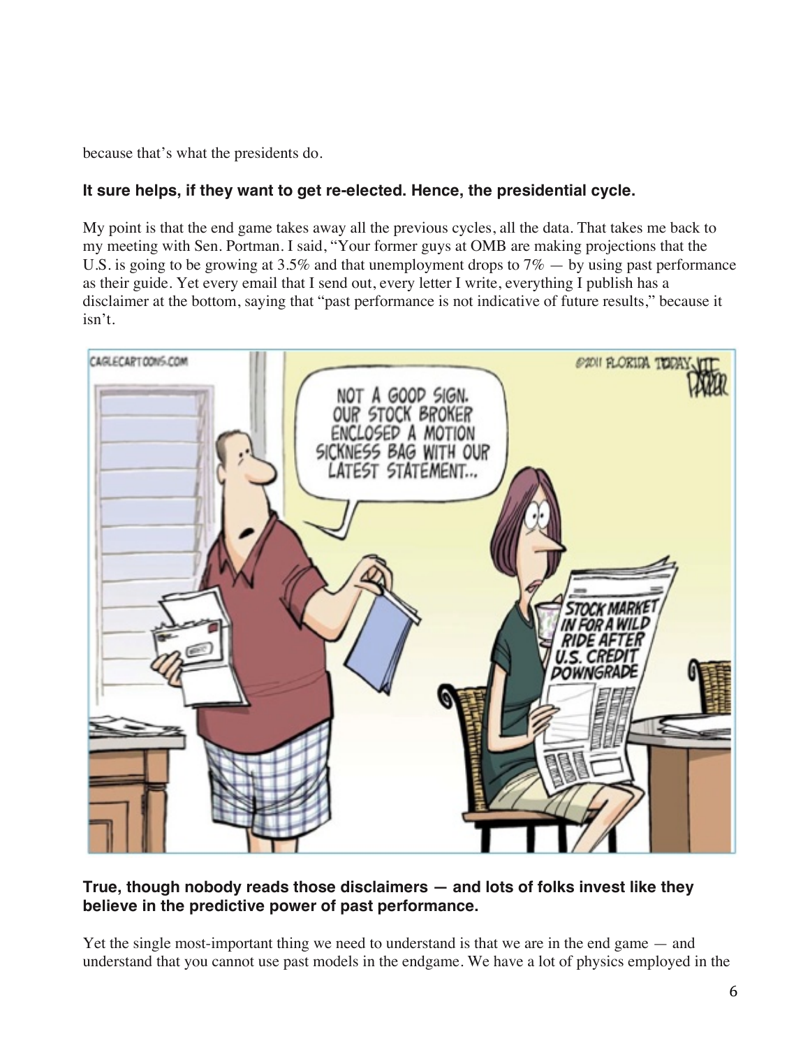because that's what the presidents do.

**It sure helps, if they want to get re-elected. Hence, the presidential cycle.**

My point is that the end game takes away all the previous cycles, all the data. That takes me back to my meeting with Sen. Portman. I said, "Your former guys at OMB are making projections that the U.S. is going to be growing at 3.5% and that unemployment drops to 7% — by using past performance as their guide. Yet every email that I send out, every letter I write, everything I publish has a disclaimer at the bottom, saying that "past performance is not indicative of future results," because it isn't.

**True, though nobody reads those disclaimers — and lots of folks invest like they believe in the predictive power of past performance.**

Yet the single most-important thing we need to understand is that we are in the end game — and understand that you cannot use past models in the endgame. We have a lot of physics employed in the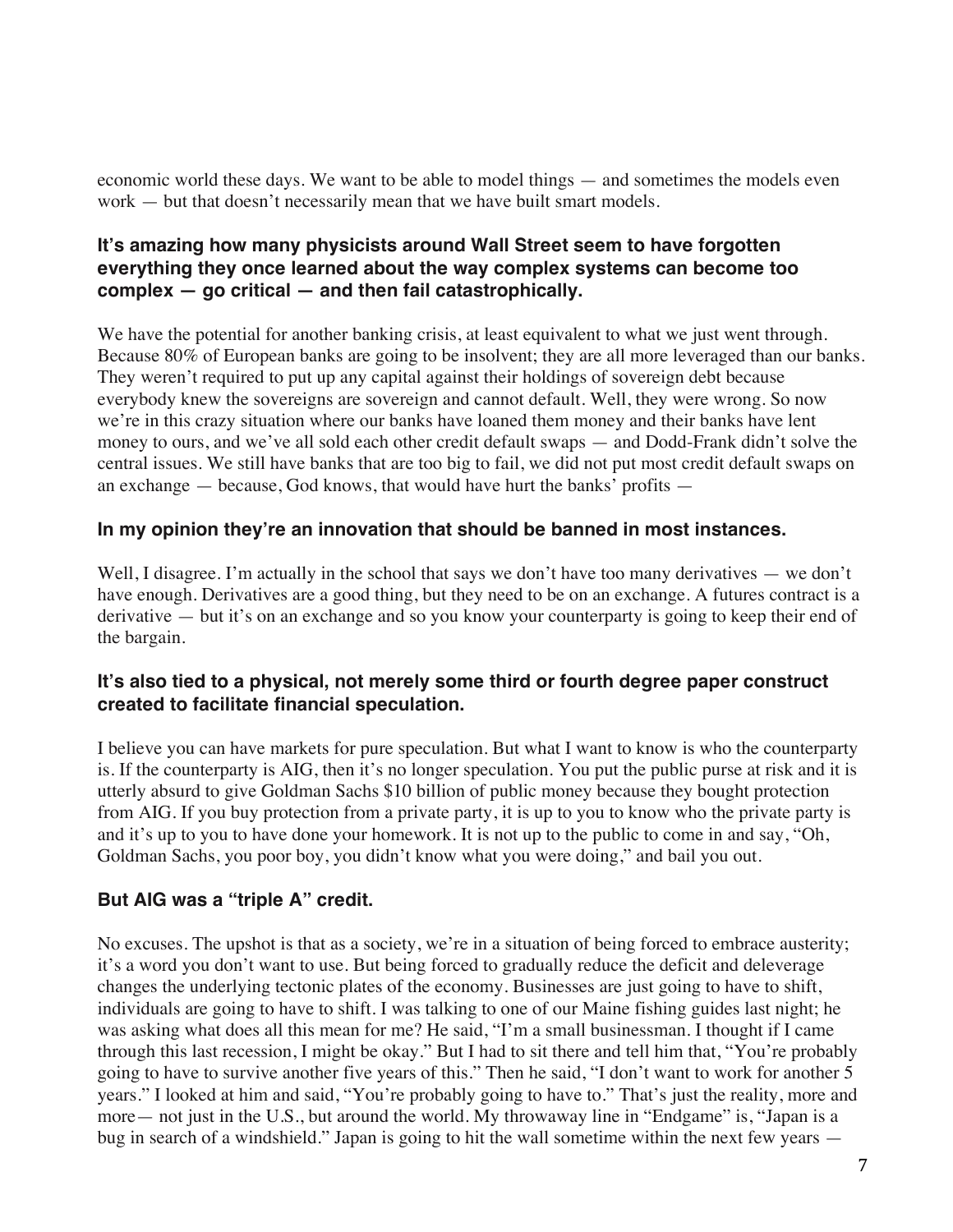economic world these days. We want to be able to model things — and sometimes the models even work — but that doesn't necessarily mean that we have built smart models.

**It's amazing how many physicists around Wall Street seem to have forgotten everything they once learned about the way complex systems can become too complex — go critical — and then fail catastrophically.**

We have the potential for another banking crisis, at least equivalent to what we just went through. Because 80% of European banks are going to be insolvent; they are all more leveraged than our banks. They weren't required to put up any capital against their holdings of sovereign debt because everybody knew the sovereigns are sovereign and cannot default. Well, they were wrong. So now we're in this crazy situation where our banks have loaned them money and their banks have lent money to ours, and we've all sold each other credit default swaps — and Dodd-Frank didn't solve the central issues. We still have banks that are too big to fail, we did not put most credit default swaps on an exchange — because, God knows, that would have hurt the banks' profits —

**In my opinion they're an innovation that should be banned in most instances.**

Well, I disagree. I'm actually in the school that says we don't have too many derivatives — we don't have enough. Derivatives are a good thing, but they need to be on an exchange. A futures contract is a derivative — but it's on an exchange and so you know your counterparty is going to keep their end of the bargain.

**It's also tied to a physical, not merely some third or fourth degree paper construct created to facilitate financial speculation.**

I believe you can have markets for pure speculation. But what I want to know is who the counterparty is. If the counterparty is AIG, then it's no longer speculation. You put the public purse at risk and it is utterly absurd to give Goldman Sachs $10 billion of public money because they bought protection from AIG. If you buy protection from a private party, it is up to you to know who the private party is and it's up to you to have done your homework. It is not up to the public to come in and say, "Oh, Goldman Sachs, you poor boy, you didn't know what you were doing," and bail you out.

**But AIG was a "triple A" credit.**

No excuses. The upshot is that as a society, we're in a situation of being forced to embrace austerity; it's a word you don't want to use. But being forced to gradually reduce the deficit and deleverage changes the underlying tectonic plates of the economy. Businesses are just going to have to shift, individuals are going to have to shift. I was talking to one of our Maine fishing guides last night; he was asking what does all this mean for me? He said, "I'm a small businessman. I thought if I came through this last recession, I might be okay." But I had to sit there and tell him that, "You're probably going to have to survive another five years of this." Then he said, "I don't want to work for another 5 years." I looked at him and said, "You're probably going to have to." That's just the reality, more and more— not just in the U.S., but around the world. My throwaway line in "Endgame" is, "Japan is a bug in search of a windshield." Japan is going to hit the wall sometime within the next few years —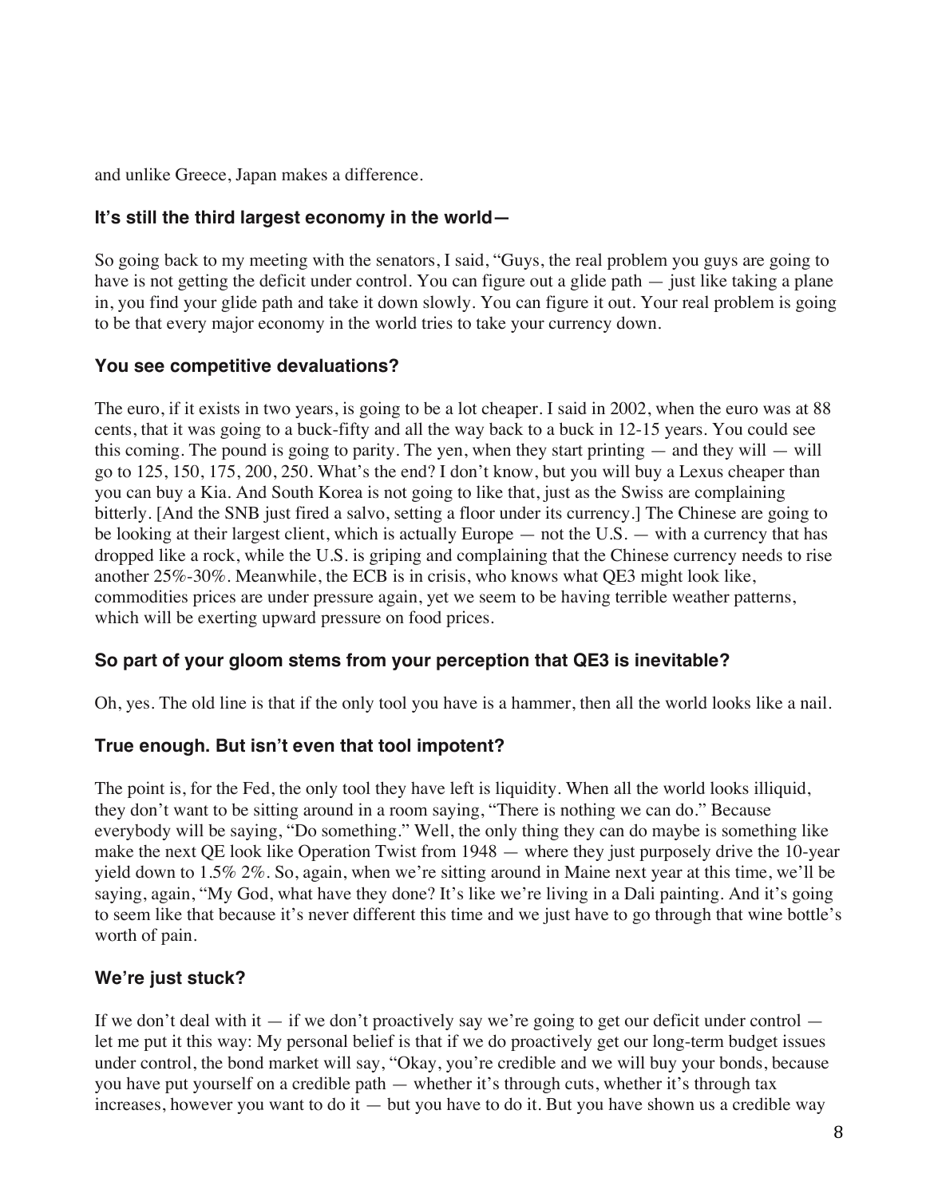and unlike Greece, Japan makes a difference.

### It's still the third largest economy in the world—

So going back to my meeting with the senators, I said, "Guys, the real problem you guys are going to have is not getting the deficit under control. You can figure out a glide path — just like taking a plane in, you find your glide path and take it down slowly. You can figure it out. Your real problem is going to be that every major economy in the world tries to take your currency down.

### You see competitive devaluations?

The euro, if it exists in two years, is going to be a lot cheaper. I said in 2002, when the euro was at 88 cents, that it was going to a buck-fifty and all the way back to a buck in 12-15 years. You could see this coming. The pound is going to parity. The yen, when they start printing — and they will — will go to 125, 150, 175, 200, 250. What's the end? I don't know, but you will buy a Lexus cheaper than you can buy a Kia. And South Korea is not going to like that, just as the Swiss are complaining bitterly. [And the SNB just fired a salvo, setting a floor under its currency.] The Chinese are going to be looking at their largest client, which is actually Europe — not the U.S. — with a currency that has dropped like a rock, while the U.S. is griping and complaining that the Chinese currency needs to rise another 25%-30%. Meanwhile, the ECB is in crisis, who knows what QE3 might look like, commodities prices are under pressure again, yet we seem to be having terrible weather patterns, which will be exerting upward pressure on food prices.

### So part of your gloom stems from your perception that QE3 is inevitable?

Oh, yes. The old line is that if the only tool you have is a hammer, then all the world looks like a nail.

### True enough. But isn't even that tool impotent?

The point is, for the Fed, the only tool they have left is liquidity. When all the world looks illiquid, they don't want to be sitting around in a room saying, "There is nothing we can do." Because everybody will be saying, "Do something." Well, the only thing they can do maybe is something like make the next QE look like Operation Twist from 1948 — where they just purposely drive the 10-year yield down to 1.5% 2%. So, again, when we're sitting around in Maine next year at this time, we'll be saying, again, "My God, what have they done? It's like we're living in a Dali painting. And it's going to seem like that because it's never different this time and we just have to go through that wine bottle's worth of pain.

### We're just stuck?

If we don't deal with it — if we don't proactively say we're going to get our deficit under control — let me put it this way: My personal belief is that if we do proactively get our long-term budget issues under control, the bond market will say, "Okay, you're credible and we will buy your bonds, because you have put yourself on a credible path — whether it's through cuts, whether it's through tax increases, however you want to do it — but you have to do it. But you have shown us a credible way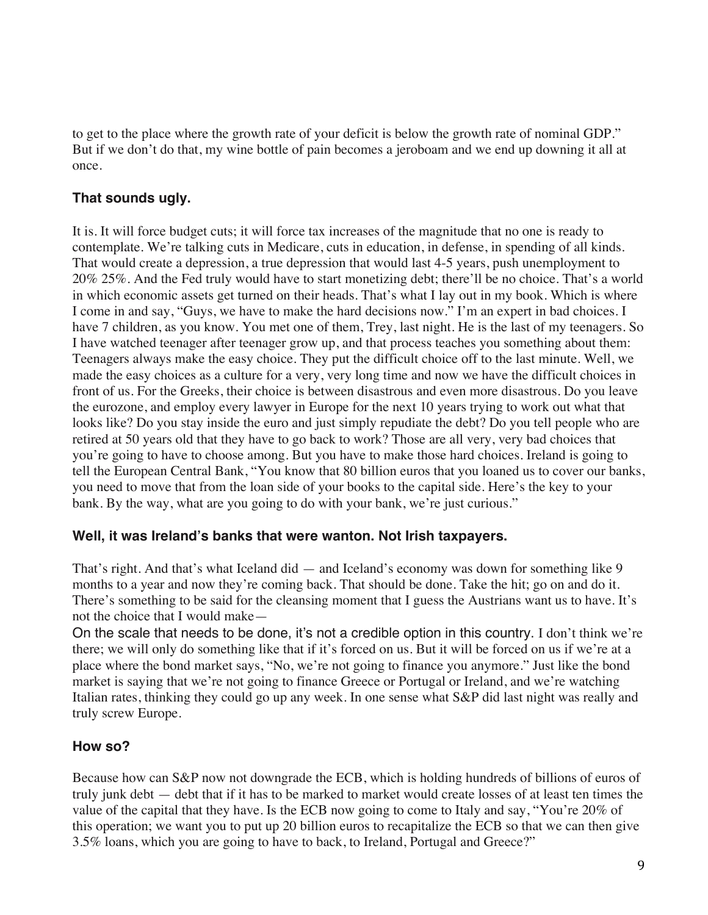to get to the place where the growth rate of your deficit is below the growth rate of nominal GDP." But if we don't do that, my wine bottle of pain becomes a jeroboam and we end up downing it all at once.

### That sounds ugly.

It is. It will force budget cuts; it will force tax increases of the magnitude that no one is ready to contemplate. We're talking cuts in Medicare, cuts in education, in defense, in spending of all kinds. That would create a depression, a true depression that would last 4-5 years, push unemployment to 20% 25%. And the Fed truly would have to start monetizing debt; there'll be no choice. That's a world in which economic assets get turned on their heads. That's what I lay out in my book. Which is where I come in and say, "Guys, we have to make the hard decisions now." I'm an expert in bad choices. I have 7 children, as you know. You met one of them, Trey, last night. He is the last of my teenagers. So I have watched teenager after teenager grow up, and that process teaches you something about them: Teenagers always make the easy choice. They put the difficult choice off to the last minute. Well, we made the easy choices as a culture for a very, very long time and now we have the difficult choices in front of us. For the Greeks, their choice is between disastrous and even more disastrous. Do you leave the eurozone, and employ every lawyer in Europe for the next 10 years trying to work out what that looks like? Do you stay inside the euro and just simply repudiate the debt? Do you tell people who are retired at 50 years old that they have to go back to work? Those are all very, very bad choices that you're going to have to choose among. But you have to make those hard choices. Ireland is going to tell the European Central Bank, "You know that 80 billion euros that you loaned us to cover our banks, you need to move that from the loan side of your books to the capital side. Here's the key to your bank. By the way, what are you going to do with your bank, we're just curious."

### Well, it was Ireland's banks that were wanton. Not Irish taxpayers.

That's right. And that's what Iceland did — and Iceland's economy was down for something like 9 months to a year and now they're coming back. That should be done. Take the hit; go on and do it. There's something to be said for the cleansing moment that I guess the Austrians want us to have. It's not the choice that I would make—

On the scale that needs to be done, it's not a credible option in this country. I don't think we're there; we will only do something like that if it's forced on us. But it will be forced on us if we're at a place where the bond market says, "No, we're not going to finance you anymore." Just like the bond market is saying that we're not going to finance Greece or Portugal or Ireland, and we're watching Italian rates, thinking they could go up any week. In one sense what S&P did last night was really and truly screw Europe.

### How so?

Because how can S&P now not downgrade the ECB, which is holding hundreds of billions of euros of truly junk debt — debt that if it has to be marked to market would create losses of at least ten times the value of the capital that they have. Is the ECB now going to come to Italy and say, "You're 20% of this operation; we want you to put up 20 billion euros to recapitalize the ECB so that we can then give 3.5% loans, which you are going to have to back, to Ireland, Portugal and Greece?"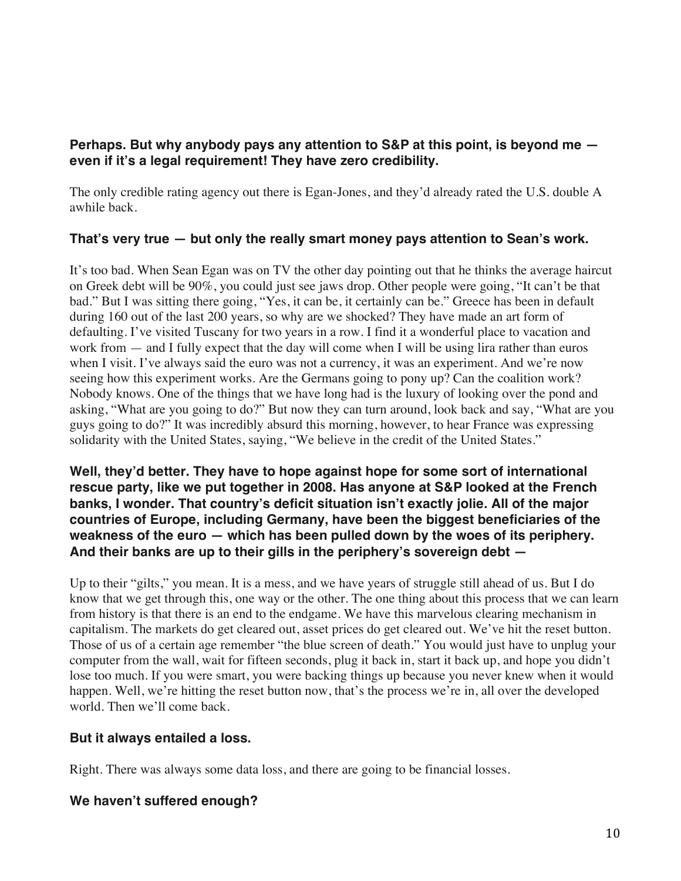**Perhaps. But why anybody pays any attention to S&P at this point, is beyond me — even if it's a legal requirement! They have zero credibility.**

The only credible rating agency out there is Egan-Jones, and they'd already rated the U.S. double A awhile back.

**That's very true — but only the really smart money pays attention to Sean's work.**

It's too bad. When Sean Egan was on TV the other day pointing out that he thinks the average haircut on Greek debt will be 90%, you could just see jaws drop. Other people were going, "It can't be that bad." But I was sitting there going, "Yes, it can be, it certainly can be." Greece has been in default during 160 out of the last 200 years, so why are we shocked? They have made an art form of defaulting. I've visited Tuscany for two years in a row. I find it a wonderful place to vacation and work from — and I fully expect that the day will come when I will be using lira rather than euros when I visit. I've always said the euro was not a currency, it was an experiment. And we're now seeing how this experiment works. Are the Germans going to pony up? Can the coalition work? Nobody knows. One of the things that we have long had is the luxury of looking over the pond and asking, "What are you going to do?" But now they can turn around, look back and say, "What are you guys going to do?" It was incredibly absurd this morning, however, to hear France was expressing solidarity with the United States, saying, "We believe in the credit of the United States."

**Well, they'd better. They have to hope against hope for some sort of international rescue party, like we put together in 2008. Has anyone at S&P looked at the French banks, I wonder. That country's deficit situation isn't exactly jolie. All of the major countries of Europe, including Germany, have been the biggest beneficiaries of the weakness of the euro — which has been pulled down by the woes of its periphery. And their banks are up to their gills in the periphery's sovereign debt —**

Up to their "gilts," you mean. It is a mess, and we have years of struggle still ahead of us. But I do know that we get through this, one way or the other. The one thing about this process that we can learn from history is that there is an end to the endgame. We have this marvelous clearing mechanism in capitalism. The markets do get cleared out, asset prices do get cleared out. We've hit the reset button. Those of us of a certain age remember "the blue screen of death." You would just have to unplug your computer from the wall, wait for fifteen seconds, plug it back in, start it back up, and hope you didn't lose too much. If you were smart, you were backing things up because you never knew when it would happen. Well, we're hitting the reset button now, that's the process we're in, all over the developed world. Then we'll come back.

**But it always entailed a loss.**

Right. There was always some data loss, and there are going to be financial losses.

**We haven't suffered enough?**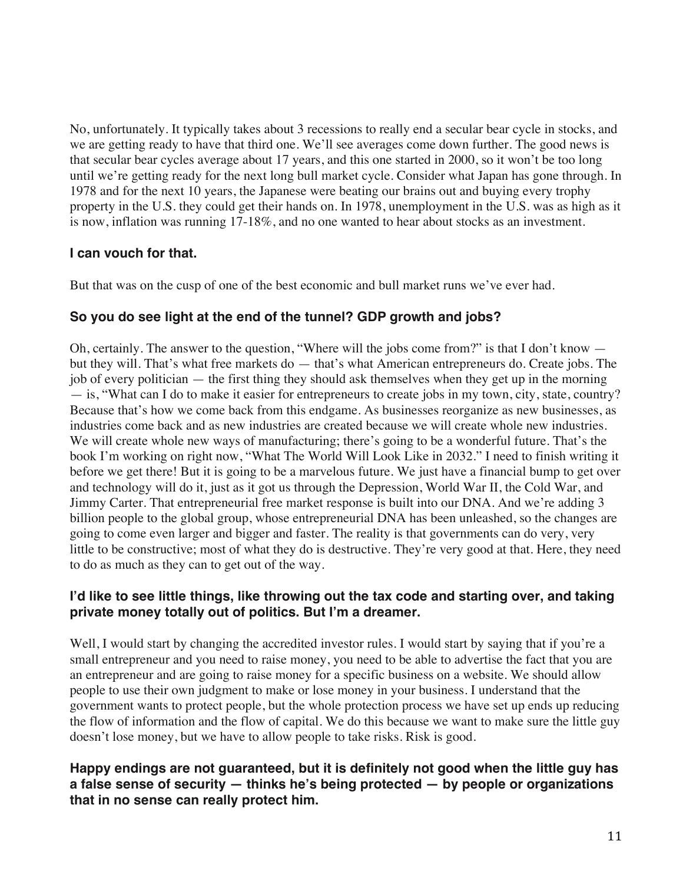No, unfortunately. It typically takes about 3 recessions to really end a secular bear cycle in stocks, and we are getting ready to have that third one. We'll see averages come down further. The good news is that secular bear cycles average about 17 years, and this one started in 2000, so it won't be too long until we're getting ready for the next long bull market cycle. Consider what Japan has gone through. In 1978 and for the next 10 years, the Japanese were beating our brains out and buying every trophy property in the U.S. they could get their hands on. In 1978, unemployment in the U.S. was as high as it is now, inflation was running 17-18%, and no one wanted to hear about stocks as an investment.

**I can vouch for that.**

But that was on the cusp of one of the best economic and bull market runs we've ever had.

**So you do see light at the end of the tunnel? GDP growth and jobs?**

Oh, certainly. The answer to the question, "Where will the jobs come from?" is that I don't know — but they will. That's what free markets do — that's what American entrepreneurs do. Create jobs. The job of every politician — the first thing they should ask themselves when they get up in the morning — is, "What can I do to make it easier for entrepreneurs to create jobs in my town, city, state, country? Because that's how we come back from this endgame. As businesses reorganize as new businesses, as industries come back and as new industries are created because we will create whole new industries. We will create whole new ways of manufacturing; there's going to be a wonderful future. That's the book I'm working on right now, "What The World Will Look Like in 2032." I need to finish writing it before we get there! But it is going to be a marvelous future. We just have a financial bump to get over and technology will do it, just as it got us through the Depression, World War II, the Cold War, and Jimmy Carter. That entrepreneurial free market response is built into our DNA. And we're adding 3 billion people to the global group, whose entrepreneurial DNA has been unleashed, so the changes are going to come even larger and bigger and faster. The reality is that governments can do very, very little to be constructive; most of what they do is destructive. They're very good at that. Here, they need to do as much as they can to get out of the way.

**I'd like to see little things, like throwing out the tax code and starting over, and taking private money totally out of politics. But I'm a dreamer.**

Well, I would start by changing the accredited investor rules. I would start by saying that if you're a small entrepreneur and you need to raise money, you need to be able to advertise the fact that you are an entrepreneur and are going to raise money for a specific business on a website. We should allow people to use their own judgment to make or lose money in your business. I understand that the government wants to protect people, but the whole protection process we have set up ends up reducing the flow of information and the flow of capital. We do this because we want to make sure the little guy doesn't lose money, but we have to allow people to take risks. Risk is good.

**Happy endings are not guaranteed, but it is definitely not good when the little guy has a false sense of security — thinks he's being protected — by people or organizations that in no sense can really protect him.**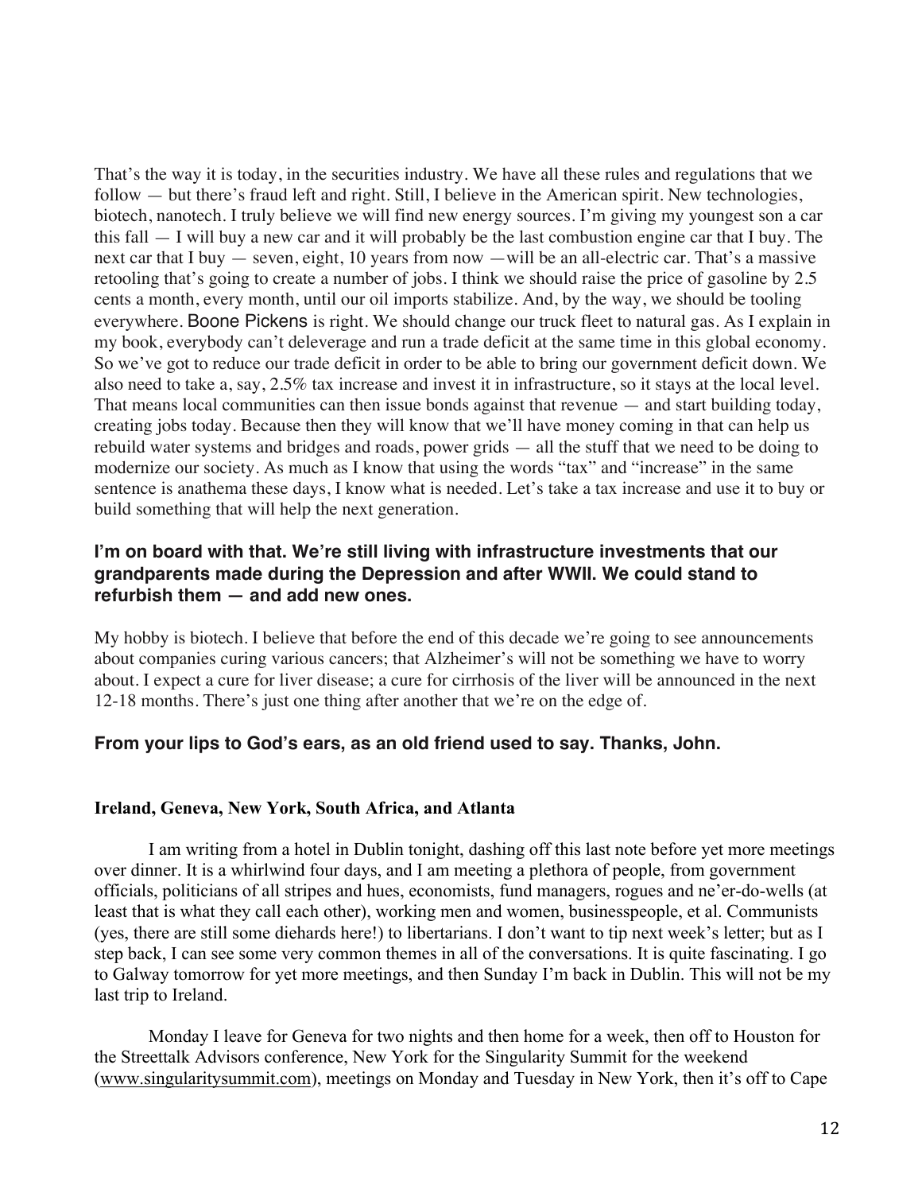That's the way it is today, in the securities industry. We have all these rules and regulations that we follow — but there's fraud left and right. Still, I believe in the American spirit. New technologies, biotech, nanotech. I truly believe we will find new energy sources. I'm giving my youngest son a car this fall — I will buy a new car and it will probably be the last combustion engine car that I buy. The next car that I buy — seven, eight, 10 years from now —will be an all-electric car. That's a massive retooling that's going to create a number of jobs. I think we should raise the price of gasoline by 2.5 cents a month, every month, until our oil imports stabilize. And, by the way, we should be tooling everywhere. Boone Pickens is right. We should change our truck fleet to natural gas. As I explain in my book, everybody can't deleverage and run a trade deficit at the same time in this global economy. So we've got to reduce our trade deficit in order to be able to bring our government deficit down. We also need to take a, say, 2.5% tax increase and invest it in infrastructure, so it stays at the local level. That means local communities can then issue bonds against that revenue — and start building today, creating jobs today. Because then they will know that we'll have money coming in that can help us rebuild water systems and bridges and roads, power grids — all the stuff that we need to be doing to modernize our society. As much as I know that using the words "tax" and "increase" in the same sentence is anathema these days, I know what is needed. Let's take a tax increase and use it to buy or build something that will help the next generation.

**I'm on board with that. We're still living with infrastructure investments that our grandparents made during the Depression and after WWII. We could stand to refurbish them — and add new ones.**

My hobby is biotech. I believe that before the end of this decade we're going to see announcements about companies curing various cancers; that Alzheimer's will not be something we have to worry about. I expect a cure for liver disease; a cure for cirrhosis of the liver will be announced in the next 12-18 months. There's just one thing after another that we're on the edge of.

**From your lips to God's ears, as an old friend used to say. Thanks, John.**

### Ireland, Geneva, New York, South Africa, and Atlanta

I am writing from a hotel in Dublin tonight, dashing off this last note before yet more meetings over dinner. It is a whirlwind four days, and I am meeting a plethora of people, from government officials, politicians of all stripes and hues, economists, fund managers, rogues and ne'er-do-wells (at least that is what they call each other), working men and women, businesspeople, et al. Communists (yes, there are still some diehards here!) to libertarians. I don't want to tip next week's letter; but as I step back, I can see some very common themes in all of the conversations. It is quite fascinating. I go to Galway tomorrow for yet more meetings, and then Sunday I'm back in Dublin. This will not be my last trip to Ireland.

Monday I leave for Geneva for two nights and then home for a week, then off to Houston for the Streettalk Advisors conference, New York for the Singularity Summit for the weekend (www.singularitysummit.com), meetings on Monday and Tuesday in New York, then it's off to Cape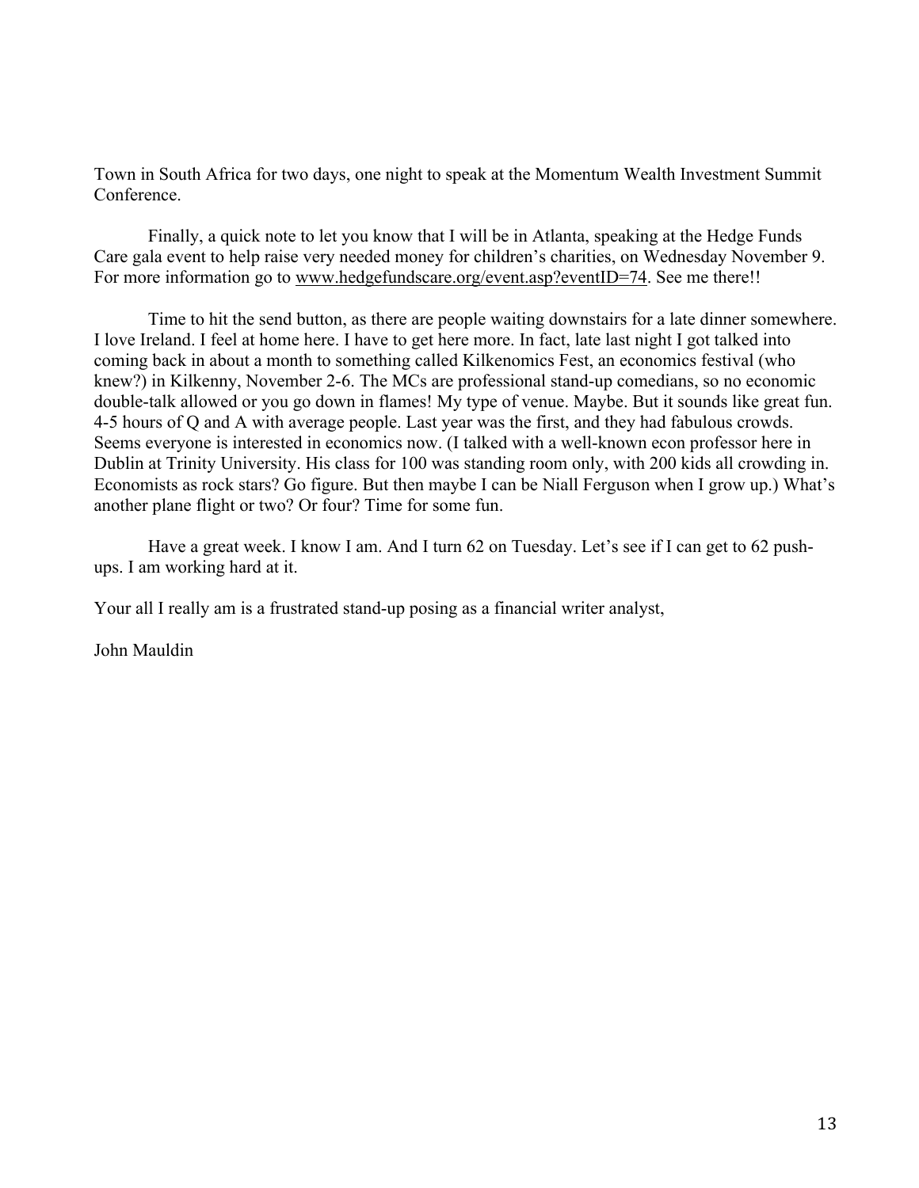Town in South Africa for two days, one night to speak at the Momentum Wealth Investment Summit Conference.

Finally, a quick note to let you know that I will be in Atlanta, speaking at the Hedge Funds Care gala event to help raise very needed money for children's charities, on Wednesday November 9. For more information go to www.hedgefundscare.org/event.asp?eventID=74. See me there!!

Time to hit the send button, as there are people waiting downstairs for a late dinner somewhere. I love Ireland. I feel at home here. I have to get here more. In fact, late last night I got talked into coming back in about a month to something called Kilkenomics Fest, an economics festival (who knew?) in Kilkenny, November 2-6. The MCs are professional stand-up comedians, so no economic double-talk allowed or you go down in flames! My type of venue. Maybe. But it sounds like great fun. 4-5 hours of Q and A with average people. Last year was the first, and they had fabulous crowds. Seems everyone is interested in economics now. (I talked with a well-known econ professor here in Dublin at Trinity University. His class for 100 was standing room only, with 200 kids all crowding in. Economists as rock stars? Go figure. But then maybe I can be Niall Ferguson when I grow up.) What's another plane flight or two? Or four? Time for some fun.

Have a great week. I know I am. And I turn 62 on Tuesday. Let's see if I can get to 62 push-ups. I am working hard at it.

Your all I really am is a frustrated stand-up posing as a financial writer analyst,

John Mauldin